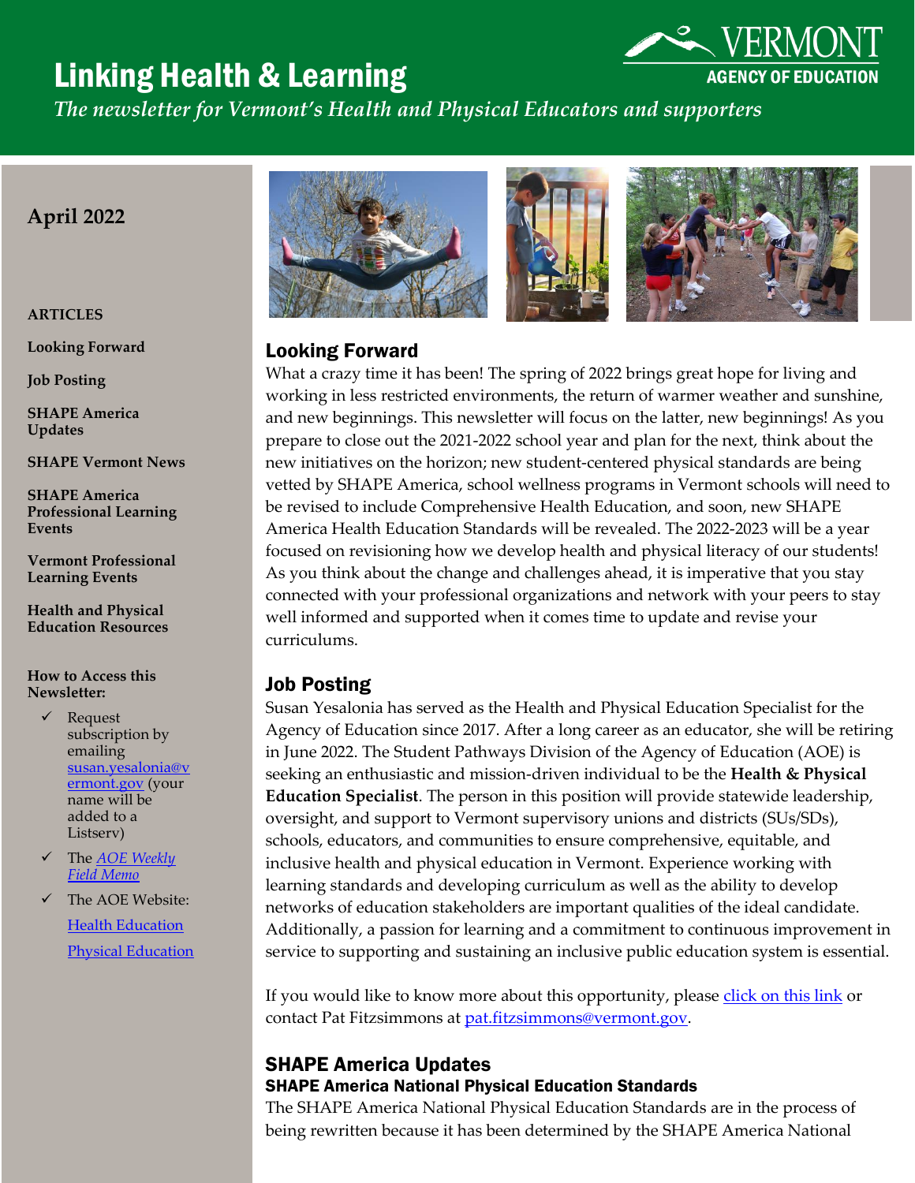# Linking Health & Learning

VERMONT AGENCY OF EDUCATION

*The newsletter for Vermont's Health and Physical Educators and supporters*

**April 2022**

**ARTICLES**

**Looking Forward**

**Job Posting**

**SHAPE America Updates**

**SHAPE Vermont News**

**SHAPE America Professional Learning Events**

**Vermont Professional Learning Events**

**Health and Physical Education Resources**

**How to Access this Newsletter:**

- ✓ Request subscription by emailing [susan.yesalonia@vermont.gov](mailto:susan.yesalonia@vermont.gov) (your name will be added to a Listserv)
- ✓ The *AOE Weekly Field Memo*
- ✓ The AOE Website:
  - Health Education
  - Physical Education

## Looking Forward

What a crazy time it has been! The spring of 2022 brings great hope for living and working in less restricted environments, the return of warmer weather and sunshine, and new beginnings. This newsletter will focus on the latter, new beginnings! As you prepare to close out the 2021-2022 school year and plan for the next, think about the new initiatives on the horizon; new student-centered physical standards are being vetted by SHAPE America, school wellness programs in Vermont schools will need to be revised to include Comprehensive Health Education, and soon, new SHAPE America Health Education Standards will be revealed. The 2022-2023 will be a year focused on revisioning how we develop health and physical literacy of our students! As you think about the change and challenges ahead, it is imperative that you stay connected with your professional organizations and network with your peers to stay well informed and supported when it comes time to update and revise your curriculums.

## Job Posting

Susan Yesalonia has served as the Health and Physical Education Specialist for the Agency of Education since 2017. After a long career as an educator, she will be retiring in June 2022. The Student Pathways Division of the Agency of Education (AOE) is seeking an enthusiastic and mission-driven individual to be the **Health & Physical Education Specialist**. The person in this position will provide statewide leadership, oversight, and support to Vermont supervisory unions and districts (SUs/SDs), schools, educators, and communities to ensure comprehensive, equitable, and inclusive health and physical education in Vermont. Experience working with learning standards and developing curriculum as well as the ability to develop networks of education stakeholders are important qualities of the ideal candidate. Additionally, a passion for learning and a commitment to continuous improvement in service to supporting and sustaining an inclusive public education system is essential.

If you would like to know more about this opportunity, please click on this link or contact Pat Fitzsimmons at [pat.fitzsimmons@vermont.gov](mailto:pat.fitzsimmons@vermont.gov).

## SHAPE America Updates

### SHAPE America National Physical Education Standards

The SHAPE America National Physical Education Standards are in the process of being rewritten because it has been determined by the SHAPE America National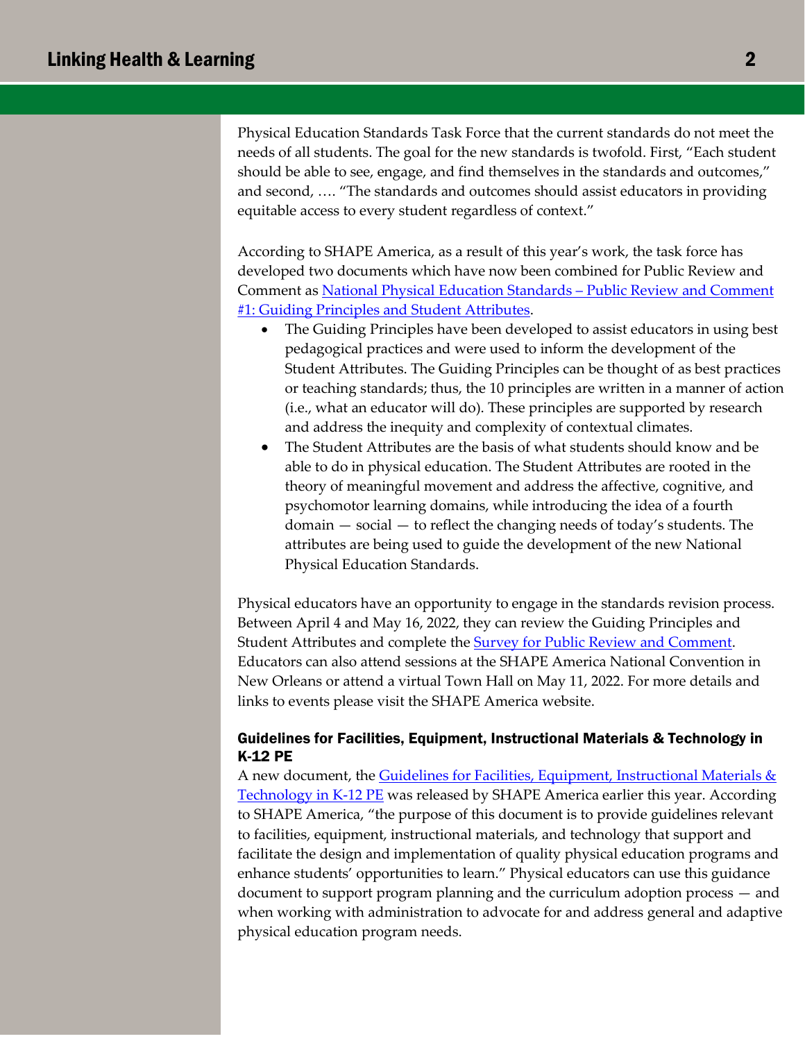Physical Education Standards Task Force that the current standards do not meet the needs of all students. The goal for the new standards is twofold. First, "Each student should be able to see, engage, and find themselves in the standards and outcomes," and second, …. "The standards and outcomes should assist educators in providing equitable access to every student regardless of context."

According to SHAPE America, as a result of this year's work, the task force has developed two documents which have now been combined for Public Review and Comment as [National Physical Education Standards – Public Review and Comment #1: Guiding Principles and Student Attributes]().

- The Guiding Principles have been developed to assist educators in using best pedagogical practices and were used to inform the development of the Student Attributes. The Guiding Principles can be thought of as best practices or teaching standards; thus, the 10 principles are written in a manner of action (i.e., what an educator will do). These principles are supported by research and address the inequity and complexity of contextual climates.
- The Student Attributes are the basis of what students should know and be able to do in physical education. The Student Attributes are rooted in the theory of meaningful movement and address the affective, cognitive, and psychomotor learning domains, while introducing the idea of a fourth domain — social — to reflect the changing needs of today's students. The attributes are being used to guide the development of the new National Physical Education Standards.

Physical educators have an opportunity to engage in the standards revision process. Between April 4 and May 16, 2022, they can review the Guiding Principles and Student Attributes and complete the [Survey for Public Review and Comment](). Educators can also attend sessions at the SHAPE America National Convention in New Orleans or attend a virtual Town Hall on May 11, 2022. For more details and links to events please visit the SHAPE America website.

### Guidelines for Facilities, Equipment, Instructional Materials & Technology in K-12 PE

A new document, the [Guidelines for Facilities, Equipment, Instructional Materials & Technology in K-12 PE]() was released by SHAPE America earlier this year. According to SHAPE America, "the purpose of this document is to provide guidelines relevant to facilities, equipment, instructional materials, and technology that support and facilitate the design and implementation of quality physical education programs and enhance students' opportunities to learn." Physical educators can use this guidance document to support program planning and the curriculum adoption process — and when working with administration to advocate for and address general and adaptive physical education program needs.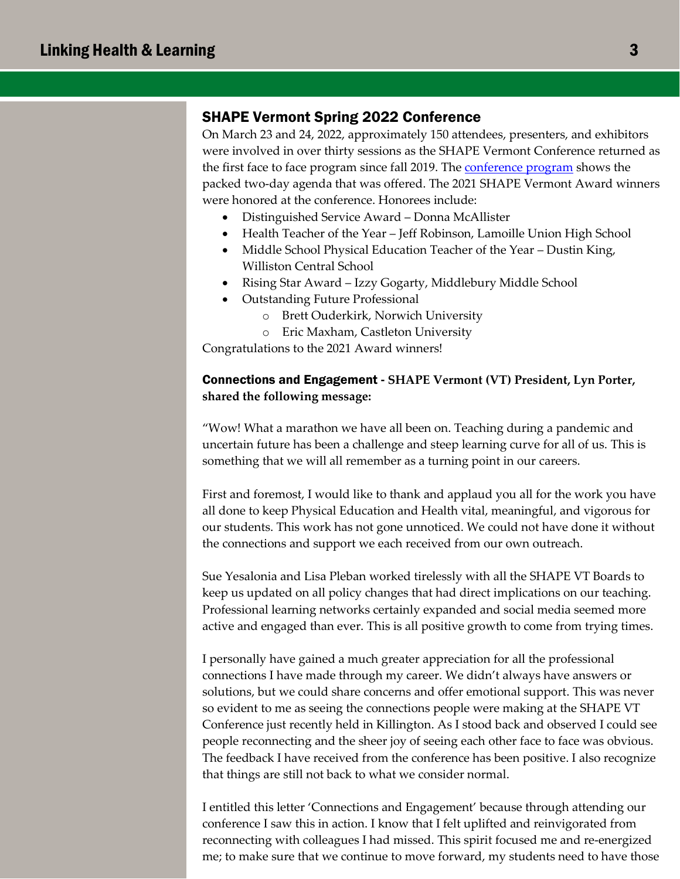## SHAPE Vermont Spring 2022 Conference

On March 23 and 24, 2022, approximately 150 attendees, presenters, and exhibitors were involved in over thirty sessions as the SHAPE Vermont Conference returned as the first face to face program since fall 2019. The [conference program]() shows the packed two-day agenda that was offered. The 2021 SHAPE Vermont Award winners were honored at the conference. Honorees include:

- Distinguished Service Award – Donna McAllister
- Health Teacher of the Year – Jeff Robinson, Lamoille Union High School
- Middle School Physical Education Teacher of the Year – Dustin King, Williston Central School
- Rising Star Award – Izzy Gogarty, Middlebury Middle School
- Outstanding Future Professional
    - Brett Ouderkirk, Norwich University
    - Eric Maxham, Castleton University

Congratulations to the 2021 Award winners!

**Connections and Engagement - SHAPE Vermont (VT) President, Lyn Porter, shared the following message:**

"Wow! What a marathon we have all been on. Teaching during a pandemic and uncertain future has been a challenge and steep learning curve for all of us. This is something that we will all remember as a turning point in our careers.

First and foremost, I would like to thank and applaud you all for the work you have all done to keep Physical Education and Health vital, meaningful, and vigorous for our students. This work has not gone unnoticed. We could not have done it without the connections and support we each received from our own outreach.

Sue Yesalonia and Lisa Pleban worked tirelessly with all the SHAPE VT Boards to keep us updated on all policy changes that had direct implications on our teaching. Professional learning networks certainly expanded and social media seemed more active and engaged than ever. This is all positive growth to come from trying times.

I personally have gained a much greater appreciation for all the professional connections I have made through my career. We didn't always have answers or solutions, but we could share concerns and offer emotional support. This was never so evident to me as seeing the connections people were making at the SHAPE VT Conference just recently held in Killington. As I stood back and observed I could see people reconnecting and the sheer joy of seeing each other face to face was obvious. The feedback I have received from the conference has been positive. I also recognize that things are still not back to what we consider normal.

I entitled this letter 'Connections and Engagement' because through attending our conference I saw this in action. I know that I felt uplifted and reinvigorated from reconnecting with colleagues I had missed. This spirit focused me and re-energized me; to make sure that we continue to move forward, my students need to have those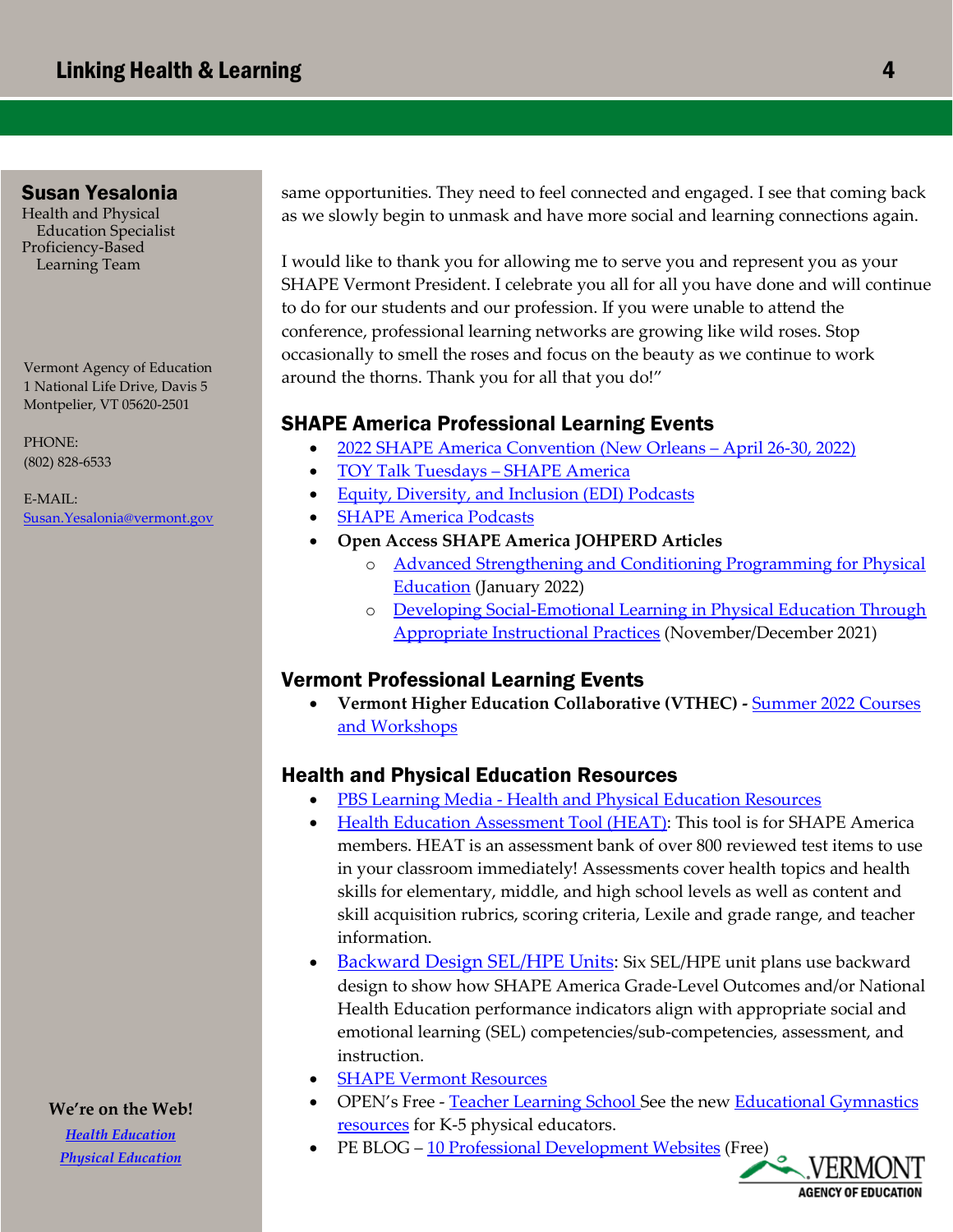**Susan Yesalonia**
Health and Physical Education Specialist
Proficiency-Based Learning Team

Vermont Agency of Education
1 National Life Drive, Davis 5
Montpelier, VT 05620-2501

PHONE:
(802) 828-6533

E-MAIL:
Susan.Yesalonia@vermont.gov

**We're on the Web!**
*Health Education*
*Physical Education*

same opportunities. They need to feel connected and engaged. I see that coming back as we slowly begin to unmask and have more social and learning connections again.

I would like to thank you for allowing me to serve you and represent you as your SHAPE Vermont President. I celebrate you all for all you have done and will continue to do for our students and our profession. If you were unable to attend the conference, professional learning networks are growing like wild roses. Stop occasionally to smell the roses and focus on the beauty as we continue to work around the thorns. Thank you for all that you do!"

## SHAPE America Professional Learning Events

- 2022 SHAPE America Convention (New Orleans – April 26-30, 2022)
- TOY Talk Tuesdays – SHAPE America
- Equity, Diversity, and Inclusion (EDI) Podcasts
- SHAPE America Podcasts
- **Open Access SHAPE America JOHPERD Articles**
  - Advanced Strengthening and Conditioning Programming for Physical Education (January 2022)
  - Developing Social-Emotional Learning in Physical Education Through Appropriate Instructional Practices (November/December 2021)

## Vermont Professional Learning Events

- **Vermont Higher Education Collaborative (VTHEC) -** Summer 2022 Courses and Workshops

## Health and Physical Education Resources

- PBS Learning Media - Health and Physical Education Resources
- Health Education Assessment Tool (HEAT): This tool is for SHAPE America members. HEAT is an assessment bank of over 800 reviewed test items to use in your classroom immediately! Assessments cover health topics and health skills for elementary, middle, and high school levels as well as content and skill acquisition rubrics, scoring criteria, Lexile and grade range, and teacher information.
- Backward Design SEL/HPE Units: Six SEL/HPE unit plans use backward design to show how SHAPE America Grade-Level Outcomes and/or National Health Education performance indicators align with appropriate social and emotional learning (SEL) competencies/sub-competencies, assessment, and instruction.
- SHAPE Vermont Resources
- OPEN's Free - Teacher Learning School See the new Educational Gymnastics resources for K-5 physical educators.
- PE BLOG – 10 Professional Development Websites (Free)

VERMONT AGENCY OF EDUCATION